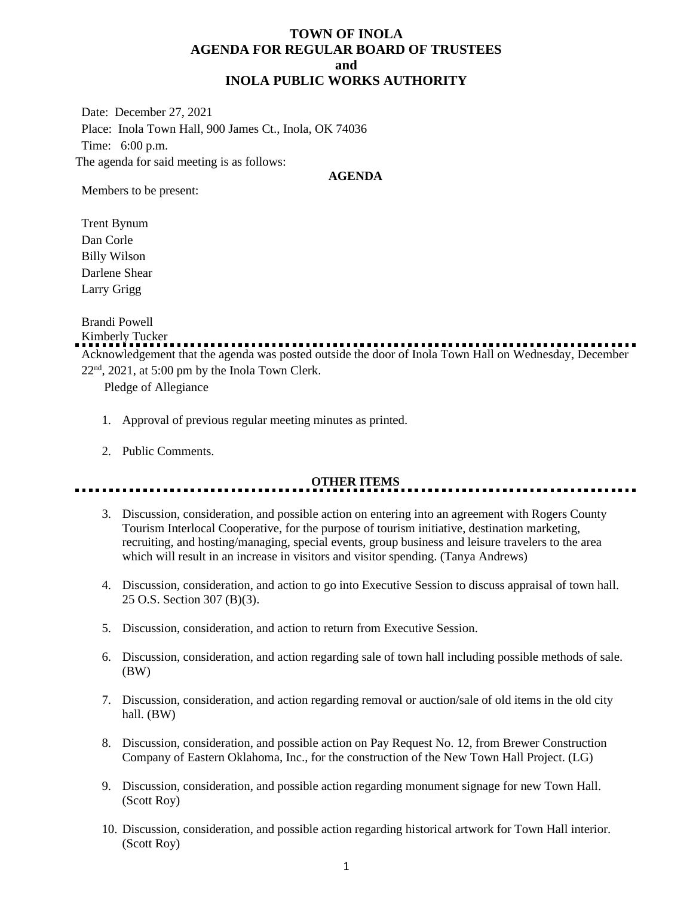# TOWN OF INOLA
## AGENDA FOR REGULAR BOARD OF TRUSTEES
## and
## INOLA PUBLIC WORKS AUTHORITY

Date: December 27, 2021

Place: Inola Town Hall, 900 James Ct., Inola, OK 74036

Time: 6:00 p.m.

The agenda for said meeting is as follows:

**AGENDA**

Members to be present:

Trent Bynum
Dan Corle
Billy Wilson
Darlene Shear
Larry Grigg

Brandi Powell
Kimberly Tucker

---

Acknowledgement that the agenda was posted outside the door of Inola Town Hall on Wednesday, December 22nd, 2021, at 5:00 pm by the Inola Town Clerk.

Pledge of Allegiance

1. Approval of previous regular meeting minutes as printed.
2. Public Comments.

**OTHER ITEMS**

---

3. Discussion, consideration, and possible action on entering into an agreement with Rogers County Tourism Interlocal Cooperative, for the purpose of tourism initiative, destination marketing, recruiting, and hosting/managing, special events, group business and leisure travelers to the area which will result in an increase in visitors and visitor spending. (Tanya Andrews)
4. Discussion, consideration, and action to go into Executive Session to discuss appraisal of town hall. 25 O.S. Section 307 (B)(3).
5. Discussion, consideration, and action to return from Executive Session.
6. Discussion, consideration, and action regarding sale of town hall including possible methods of sale. (BW)
7. Discussion, consideration, and action regarding removal or auction/sale of old items in the old city hall. (BW)
8. Discussion, consideration, and possible action on Pay Request No. 12, from Brewer Construction Company of Eastern Oklahoma, Inc., for the construction of the New Town Hall Project. (LG)
9. Discussion, consideration, and possible action regarding monument signage for new Town Hall. (Scott Roy)
10. Discussion, consideration, and possible action regarding historical artwork for Town Hall interior. (Scott Roy)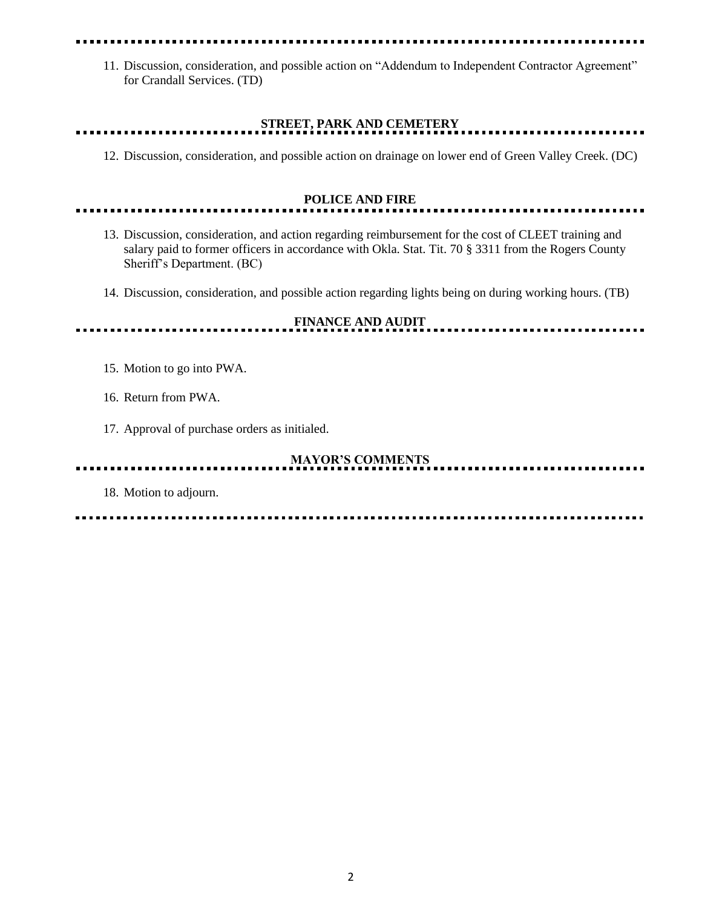11. Discussion, consideration, and possible action on "Addendum to Independent Contractor Agreement" for Crandall Services. (TD)

## STREET, PARK AND CEMETERY

12. Discussion, consideration, and possible action on drainage on lower end of Green Valley Creek. (DC)

## POLICE AND FIRE

13. Discussion, consideration, and action regarding reimbursement for the cost of CLEET training and salary paid to former officers in accordance with Okla. Stat. Tit. 70 § 3311 from the Rogers County Sheriff's Department. (BC)

14. Discussion, consideration, and possible action regarding lights being on during working hours. (TB)

## FINANCE AND AUDIT

15. Motion to go into PWA.

16. Return from PWA.

17. Approval of purchase orders as initialed.

## MAYOR'S COMMENTS

18. Motion to adjourn.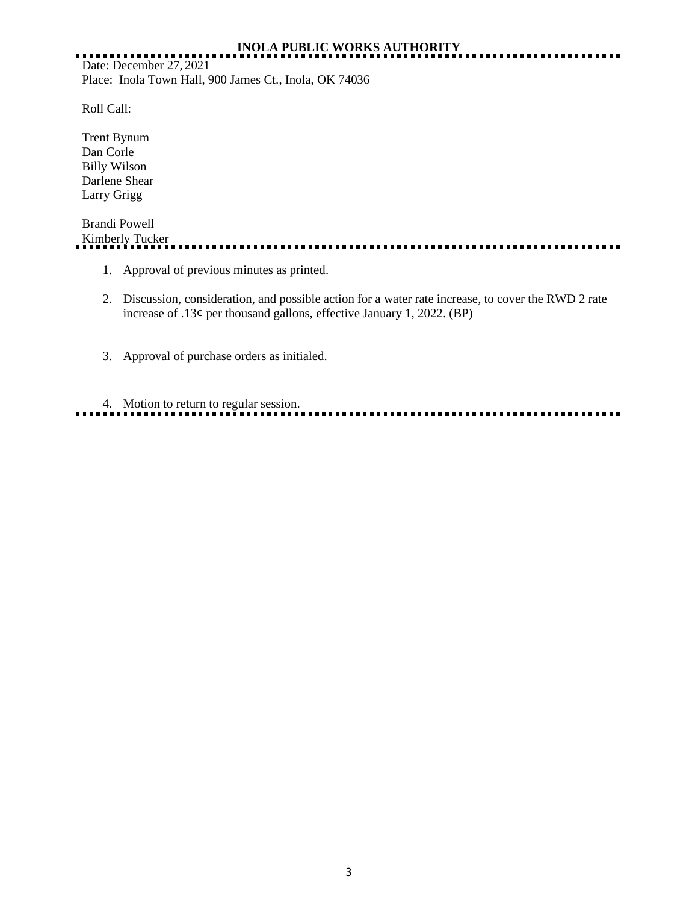**INOLA PUBLIC WORKS AUTHORITY**

Date: December 27, 2021
Place: Inola Town Hall, 900 James Ct., Inola, OK 74036

Roll Call:

Trent Bynum
Dan Corle
Billy Wilson
Darlene Shear
Larry Grigg

Brandi Powell
Kimberly Tucker

1. Approval of previous minutes as printed.

2. Discussion, consideration, and possible action for a water rate increase, to cover the RWD 2 rate increase of .13¢ per thousand gallons, effective January 1, 2022. (BP)

3. Approval of purchase orders as initialed.

4. Motion to return to regular session.